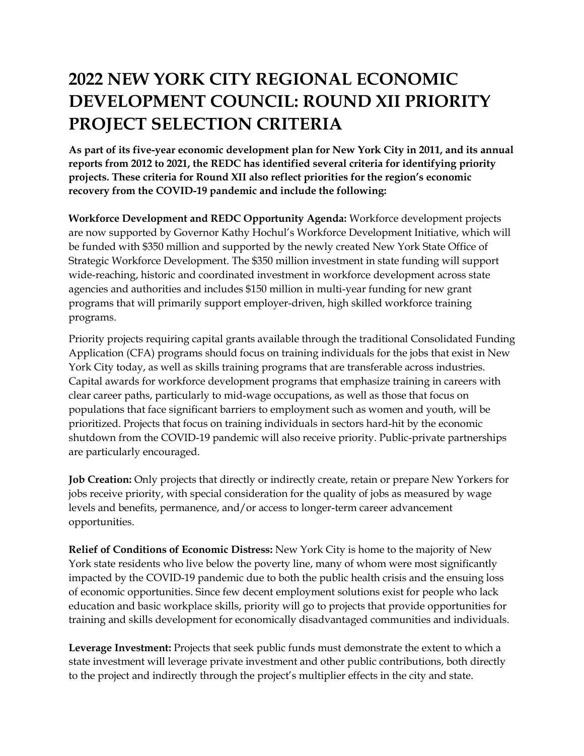# 2022 NEW YORK CITY REGIONAL ECONOMIC DEVELOPMENT COUNCIL: ROUND XII PRIORITY PROJECT SELECTION CRITERIA

**As part of its five-year economic development plan for New York City in 2011, and its annual reports from 2012 to 2021, the REDC has identified several criteria for identifying priority projects. These criteria for Round XII also reflect priorities for the region's economic recovery from the COVID-19 pandemic and include the following:**

**Workforce Development and REDC Opportunity Agenda:** Workforce development projects are now supported by Governor Kathy Hochul's Workforce Development Initiative, which will be funded with $350 million and supported by the newly created New York State Office of Strategic Workforce Development. The $350 million investment in state funding will support wide-reaching, historic and coordinated investment in workforce development across state agencies and authorities and includes $150 million in multi-year funding for new grant programs that will primarily support employer-driven, high skilled workforce training programs.

Priority projects requiring capital grants available through the traditional Consolidated Funding Application (CFA) programs should focus on training individuals for the jobs that exist in New York City today, as well as skills training programs that are transferable across industries. Capital awards for workforce development programs that emphasize training in careers with clear career paths, particularly to mid-wage occupations, as well as those that focus on populations that face significant barriers to employment such as women and youth, will be prioritized. Projects that focus on training individuals in sectors hard-hit by the economic shutdown from the COVID-19 pandemic will also receive priority. Public-private partnerships are particularly encouraged.

**Job Creation:** Only projects that directly or indirectly create, retain or prepare New Yorkers for jobs receive priority, with special consideration for the quality of jobs as measured by wage levels and benefits, permanence, and/or access to longer-term career advancement opportunities.

**Relief of Conditions of Economic Distress:** New York City is home to the majority of New York state residents who live below the poverty line, many of whom were most significantly impacted by the COVID-19 pandemic due to both the public health crisis and the ensuing loss of economic opportunities. Since few decent employment solutions exist for people who lack education and basic workplace skills, priority will go to projects that provide opportunities for training and skills development for economically disadvantaged communities and individuals.

**Leverage Investment:** Projects that seek public funds must demonstrate the extent to which a state investment will leverage private investment and other public contributions, both directly to the project and indirectly through the project's multiplier effects in the city and state.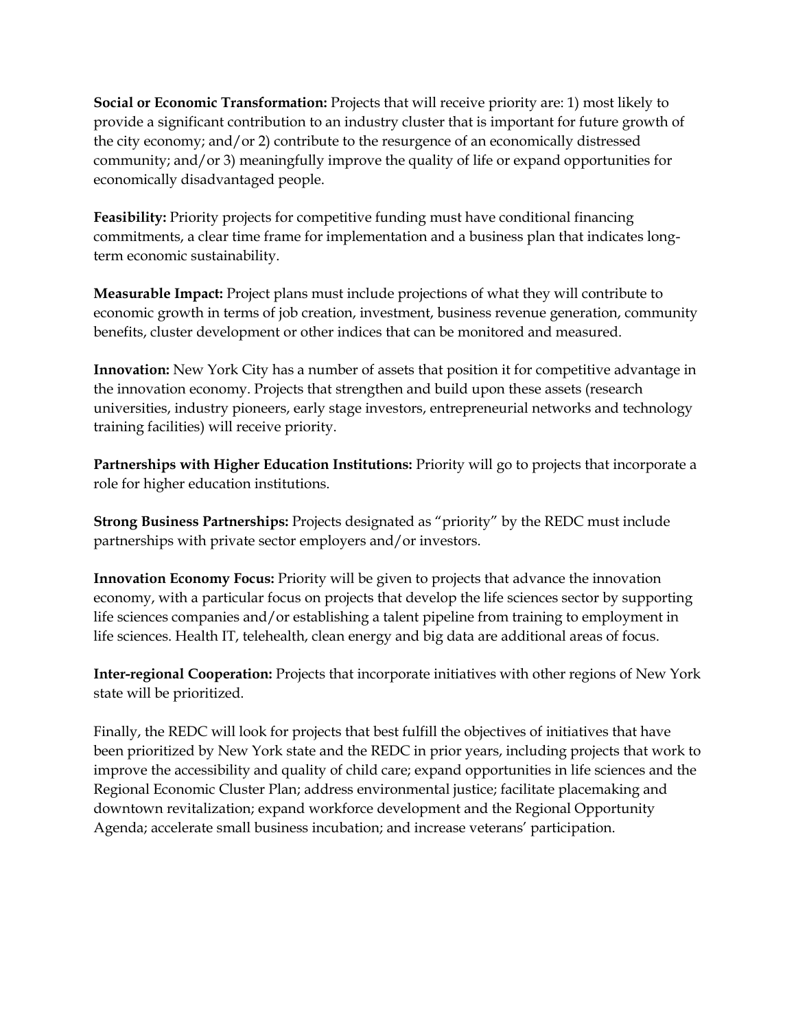**Social or Economic Transformation:** Projects that will receive priority are: 1) most likely to provide a significant contribution to an industry cluster that is important for future growth of the city economy; and/or 2) contribute to the resurgence of an economically distressed community; and/or 3) meaningfully improve the quality of life or expand opportunities for economically disadvantaged people.

**Feasibility:** Priority projects for competitive funding must have conditional financing commitments, a clear time frame for implementation and a business plan that indicates long-term economic sustainability.

**Measurable Impact:** Project plans must include projections of what they will contribute to economic growth in terms of job creation, investment, business revenue generation, community benefits, cluster development or other indices that can be monitored and measured.

**Innovation:** New York City has a number of assets that position it for competitive advantage in the innovation economy. Projects that strengthen and build upon these assets (research universities, industry pioneers, early stage investors, entrepreneurial networks and technology training facilities) will receive priority.

**Partnerships with Higher Education Institutions:** Priority will go to projects that incorporate a role for higher education institutions.

**Strong Business Partnerships:** Projects designated as "priority" by the REDC must include partnerships with private sector employers and/or investors.

**Innovation Economy Focus:** Priority will be given to projects that advance the innovation economy, with a particular focus on projects that develop the life sciences sector by supporting life sciences companies and/or establishing a talent pipeline from training to employment in life sciences. Health IT, telehealth, clean energy and big data are additional areas of focus.

**Inter-regional Cooperation:** Projects that incorporate initiatives with other regions of New York state will be prioritized.

Finally, the REDC will look for projects that best fulfill the objectives of initiatives that have been prioritized by New York state and the REDC in prior years, including projects that work to improve the accessibility and quality of child care; expand opportunities in life sciences and the Regional Economic Cluster Plan; address environmental justice; facilitate placemaking and downtown revitalization; expand workforce development and the Regional Opportunity Agenda; accelerate small business incubation; and increase veterans' participation.